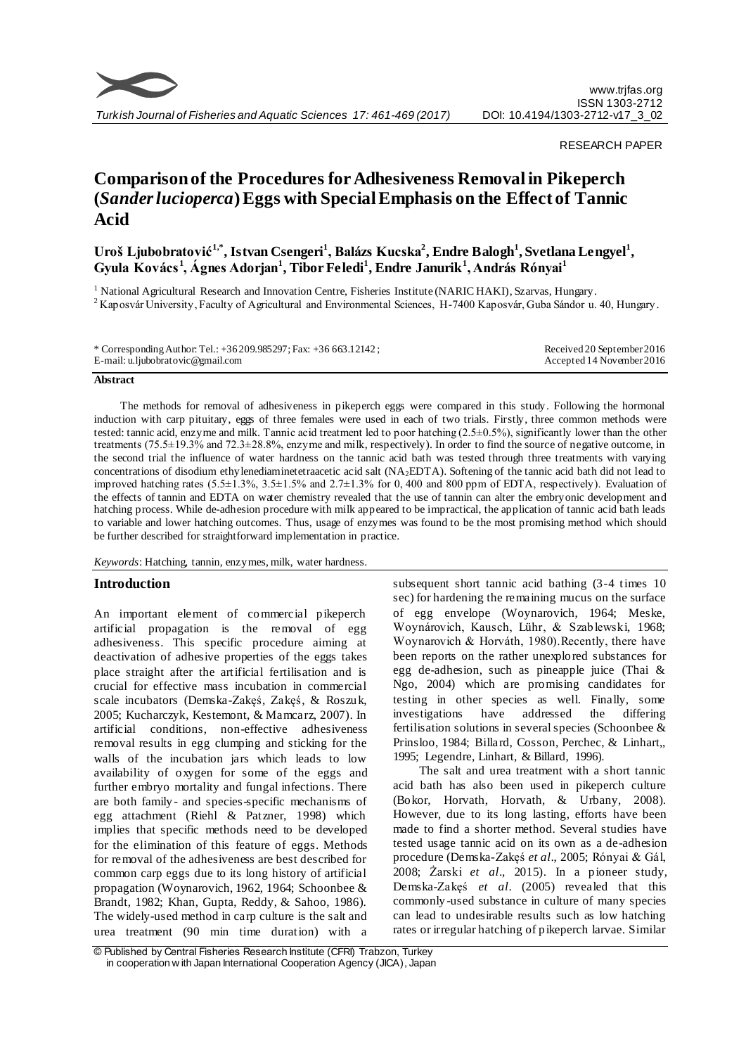RESEARCH PAPER

# Comparison of the Procedures for Adhesiveness Removal in Pikeperch (*Sander lucioperca*) Eggs with Special Emphasis on the Effect of Tannic Acid

**Uroš Ljubobratović[1,*], Istvan Csengeri[1], Balázs Kucska[2], Endre Balogh[1], Svetlana Lengyel[1], Gyula Kovács[1], Ágnes Adorjan[1], Tibor Feledi[1], Endre Janurik[1], András Rónyai[1]**

[1] National Agricultural Research and Innovation Centre, Fisheries Institute (NARIC HAKI), Szarvas, Hungary.
[2] Kaposvár University, Faculty of Agricultural and Environmental Sciences, H-7400 Kaposvár, Guba Sándor u. 40, Hungary.

\* Corresponding Author: Tel.: +36 209.985297; Fax: +36 663.12142 ;
E-mail: u.ljubobratovic@gmail.com

Received 20 September 2016
Accepted 14 November 2016

**Abstract**

The methods for removal of adhesiveness in pikeperch eggs were compared in this study. Following the hormonal induction with carp pituitary, eggs of three females were used in each of two trials. Firstly, three common methods were tested: tannic acid, enzyme and milk. Tannic acid treatment led to poor hatching (2.5±0.5%), significantly lower than the other treatments (75.5±19.3% and 72.3±28.8%, enzyme and milk, respectively). In order to find the source of negative outcome, in the second trial the influence of water hardness on the tannic acid bath was tested through three treatments with varying concentrations of disodium ethylenediaminetetraacetic acid salt ($NA_2EDTA$). Softening of the tannic acid bath did not lead to improved hatching rates (5.5±1.3%, 3.5±1.5% and 2.7±1.3% for 0, 400 and 800 ppm of EDTA, respectively). Evaluation of the effects of tannin and EDTA on water chemistry revealed that the use of tannin can alter the embryonic development and hatching process. While de-adhesion procedure with milk appeared to be impractical, the application of tannic acid bath leads to variable and lower hatching outcomes. Thus, usage of enzymes was found to be the most promising method which should be further described for straightforward implementation in practice.

*Keywords*: Hatching, tannin, enzymes, milk, water hardness.

## Introduction

An important element of commercial pikeperch artificial propagation is the removal of egg adhesiveness. This specific procedure aiming at deactivation of adhesive properties of the eggs takes place straight after the artificial fertilisation and is crucial for effective mass incubation in commercial scale incubators (Demska-Zakęś, Zakęś, & Roszuk, 2005; Kucharczyk, Kestemont, & Mamcarz, 2007). In artificial conditions, non-effective adhesiveness removal results in egg clumping and sticking for the walls of the incubation jars which leads to low availability of oxygen for some of the eggs and further embryo mortality and fungal infections. There are both family- and species-specific mechanisms of egg attachment (Riehl & Patzner, 1998) which implies that specific methods need to be developed for the elimination of this feature of eggs. Methods for removal of the adhesiveness are best described for common carp eggs due to its long history of artificial propagation (Woynarovich, 1962, 1964; Schoonbee & Brandt, 1982; Khan, Gupta, Reddy, & Sahoo, 1986). The widely-used method in carp culture is the salt and urea treatment (90 min time duration) with a subsequent short tannic acid bathing (3-4 times 10 sec) for hardening the remaining mucus on the surface of egg envelope (Woynarovich, 1964; Meske, Woynárovich, Kausch, Lühr, & Szablewski, 1968; Woynarovich & Horváth, 1980). Recently, there have been reports on the rather unexplored substances for egg de-adhesion, such as pineapple juice (Thai & Ngo, 2004) which are promising candidates for testing in other species as well. Finally, some investigations have addressed the differing fertilisation solutions in several species (Schoonbee & Prinsloo, 1984; Billard, Cosson, Perchec, & Linhart,, 1995; Legendre, Linhart, & Billard, 1996).

The salt and urea treatment with a short tannic acid bath has also been used in pikeperch culture (Bokor, Horvath, Horvath, & Urbany, 2008). However, due to its long lasting, efforts have been made to find a shorter method. Several studies have tested usage tannic acid on its own as a de-adhesion procedure (Demska-Zakęś *et al*., 2005; Rónyai & Gál, 2008; Żarski *et al*., 2015). In a pioneer study, Demska-Zakęś *et al*. (2005) revealed that this commonly-used substance in culture of many species can lead to undesirable results such as low hatching rates or irregular hatching of pikeperch larvae. Similar

© Published by Central Fisheries Research Institute (CFRI) Trabzon, Turkey
in cooperation with Japan International Cooperation Agency (JICA), Japan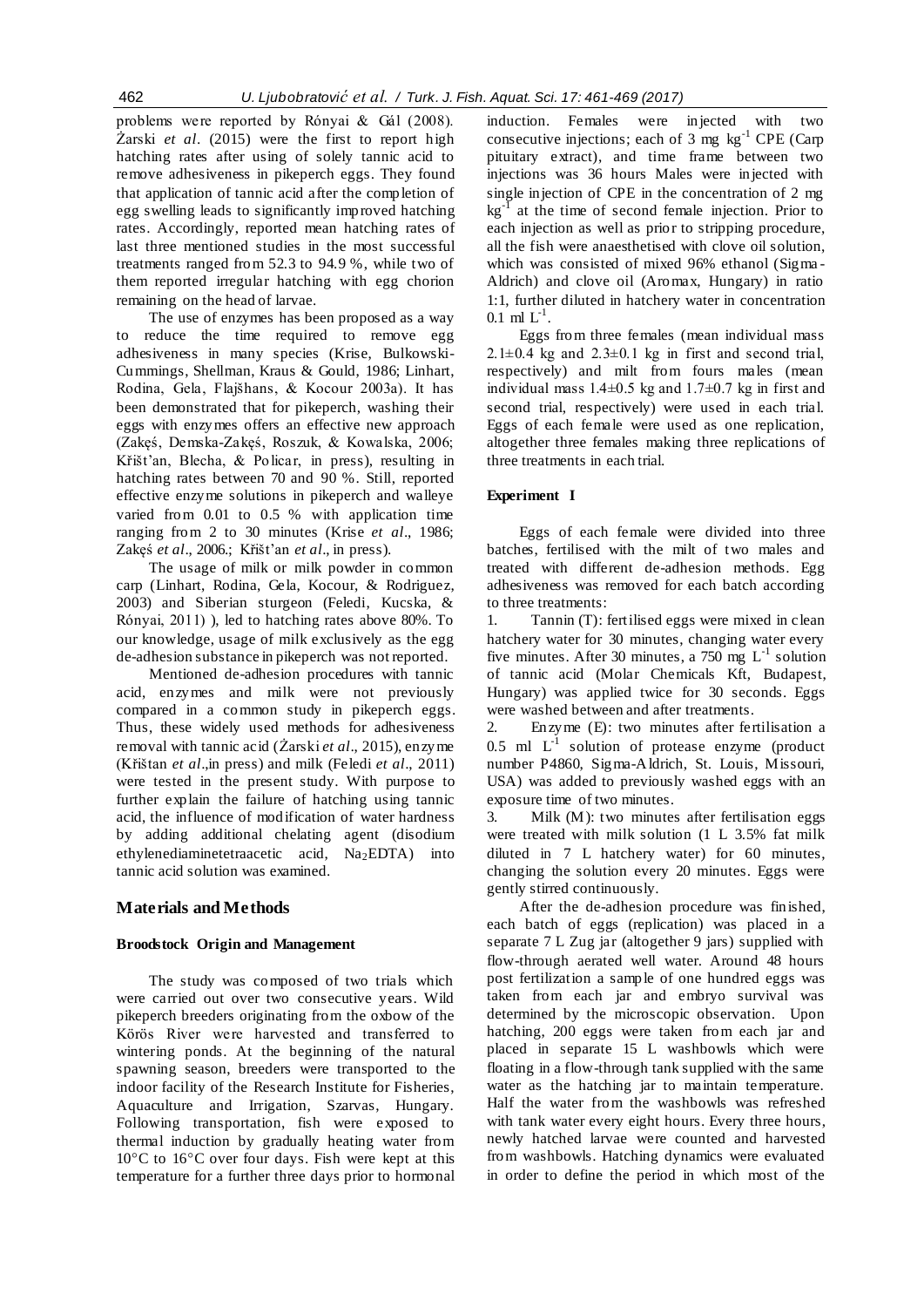problems were reported by Rónyai & Gál (2008). Żarski *et al*. (2015) were the first to report high hatching rates after using of solely tannic acid to remove adhesiveness in pikeperch eggs. They found that application of tannic acid after the completion of egg swelling leads to significantly improved hatching rates. Accordingly, reported mean hatching rates of last three mentioned studies in the most successful treatments ranged from 52.3 to 94.9 %, while two of them reported irregular hatching with egg chorion remaining on the head of larvae.

The use of enzymes has been proposed as a way to reduce the time required to remove egg adhesiveness in many species (Krise, Bulkowski-Cummings, Shellman, Kraus & Gould, 1986; Linhart, Rodina, Gela, Flajšhans, & Kocour 2003a). It has been demonstrated that for pikeperch, washing their eggs with enzymes offers an effective new approach (Zakęś, Demska-Zakęś, Roszuk, & Kowalska, 2006; Křišt'an, Blecha, & Policar, in press), resulting in hatching rates between 70 and 90 %. Still, reported effective enzyme solutions in pikeperch and walleye varied from 0.01 to 0.5 % with application time ranging from 2 to 30 minutes (Krise *et al*., 1986; Zakęś *et al*., 2006.; Křišt'an *et al*., in press).

The usage of milk or milk powder in common carp (Linhart, Rodina, Gela, Kocour, & Rodriguez, 2003) and Siberian sturgeon (Feledi, Kucska, & Rónyai, 2011) ), led to hatching rates above 80%. To our knowledge, usage of milk exclusively as the egg de-adhesion substance in pikeperch was not reported.

Mentioned de-adhesion procedures with tannic acid, enzymes and milk were not previously compared in a common study in pikeperch eggs. Thus, these widely used methods for adhesiveness removal with tannic acid (Żarski *et al*., 2015), enzyme (Křištan *et al*.,in press) and milk (Feledi *et al*., 2011) were tested in the present study. With purpose to further explain the failure of hatching using tannic acid, the influence of modification of water hardness by adding additional chelating agent (disodium ethylenediaminetetraacetic acid, $Na_2EDTA$) into tannic acid solution was examined.

## Materials and Methods

### Broodstock Origin and Management

The study was composed of two trials which were carried out over two consecutive years. Wild pikeperch breeders originating from the oxbow of the Körös River were harvested and transferred to wintering ponds. At the beginning of the natural spawning season, breeders were transported to the indoor facility of the Research Institute for Fisheries, Aquaculture and Irrigation, Szarvas, Hungary. Following transportation, fish were exposed to thermal induction by gradually heating water from 10°C to 16°C over four days. Fish were kept at this temperature for a further three days prior to hormonal induction. Females were injected with two consecutive injections; each of 3 mg $kg^{-1}$ CPE (Carp pituitary extract), and time frame between two injections was 36 hours Males were injected with single injection of CPE in the concentration of 2 mg $kg^{-1}$ at the time of second female injection. Prior to each injection as well as prior to stripping procedure, all the fish were anaesthetised with clove oil solution, which was consisted of mixed 96% ethanol (Sigma-Aldrich) and clove oil (Aromax, Hungary) in ratio 1:1, further diluted in hatchery water in concentration 0.1 ml $L^{-1}$.

Eggs from three females (mean individual mass 2.1±0.4 kg and 2.3±0.1 kg in first and second trial, respectively) and milt from fours males (mean individual mass 1.4±0.5 kg and 1.7±0.7 kg in first and second trial, respectively) were used in each trial. Eggs of each female were used as one replication, altogether three females making three replications of three treatments in each trial.

### Experiment I

Eggs of each female were divided into three batches, fertilised with the milt of two males and treated with different de-adhesion methods. Egg adhesiveness was removed for each batch according to three treatments:

1. Tannin (T): fertilised eggs were mixed in clean hatchery water for 30 minutes, changing water every five minutes. After 30 minutes, a 750 mg $L^{-1}$ solution of tannic acid (Molar Chemicals Kft, Budapest, Hungary) was applied twice for 30 seconds. Eggs were washed between and after treatments.
2. Enzyme (E): two minutes after fertilisation a 0.5 ml $L^{-1}$ solution of protease enzyme (product number P4860, Sigma-Aldrich, St. Louis, Missouri, USA) was added to previously washed eggs with an exposure time of two minutes.
3. Milk (M): two minutes after fertilisation eggs were treated with milk solution (1 L 3.5% fat milk diluted in 7 L hatchery water) for 60 minutes, changing the solution every 20 minutes. Eggs were gently stirred continuously.

After the de-adhesion procedure was finished, each batch of eggs (replication) was placed in a separate 7 L Zug jar (altogether 9 jars) supplied with flow-through aerated well water. Around 48 hours post fertilization a sample of one hundred eggs was taken from each jar and embryo survival was determined by the microscopic observation. Upon hatching, 200 eggs were taken from each jar and placed in separate 15 L washbowls which were floating in a flow-through tank supplied with the same water as the hatching jar to maintain temperature. Half the water from the washbowls was refreshed with tank water every eight hours. Every three hours, newly hatched larvae were counted and harvested from washbowls. Hatching dynamics were evaluated in order to define the period in which most of the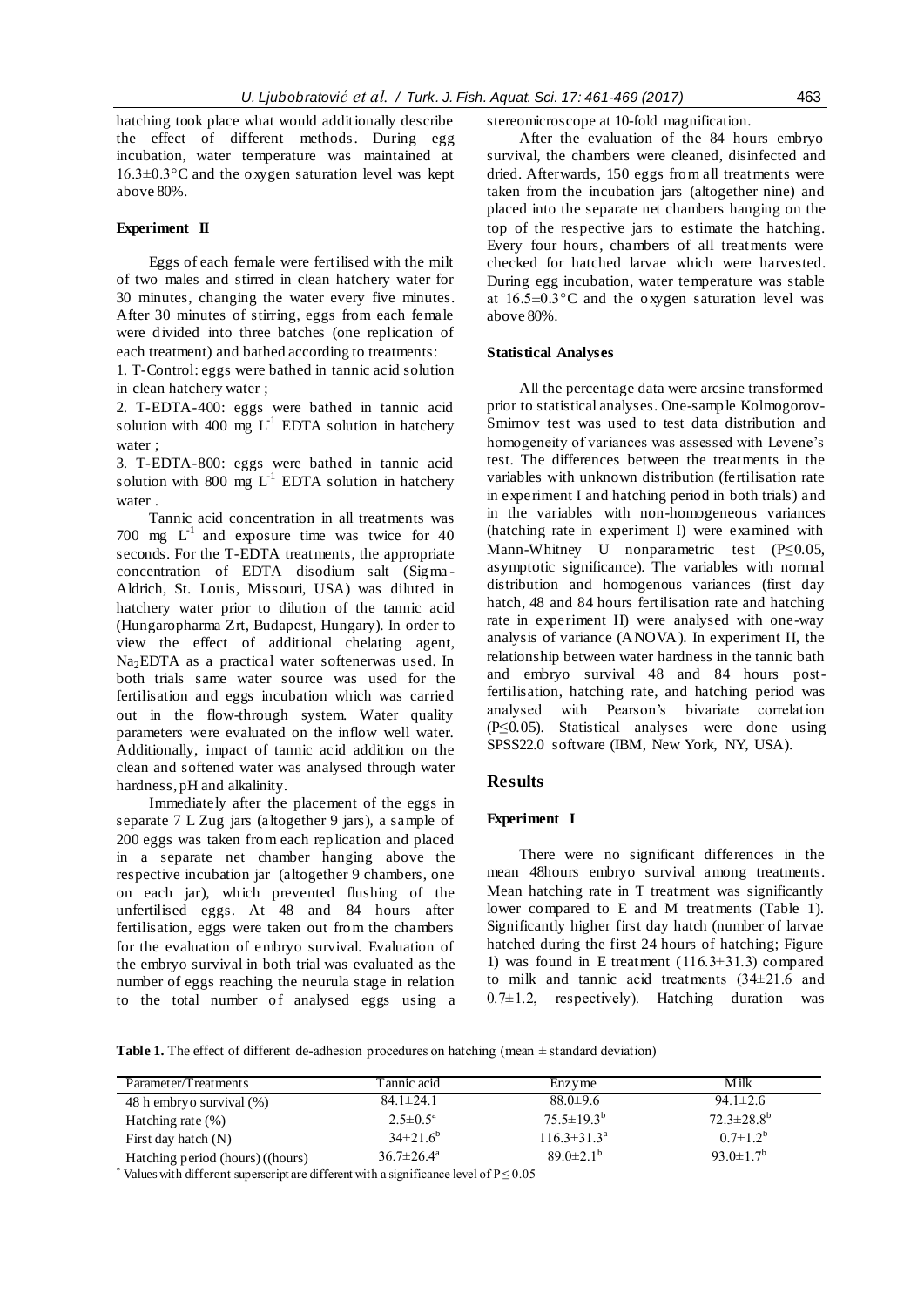hatching took place what would additionally describe the effect of different methods. During egg incubation, water temperature was maintained at 16.3±0.3°C and the oxygen saturation level was kept above 80%.

### Experiment II

Eggs of each female were fertilised with the milt of two males and stirred in clean hatchery water for 30 minutes, changing the water every five minutes. After 30 minutes of stirring, eggs from each female were divided into three batches (one replication of each treatment) and bathed according to treatments:

1. T-Control: eggs were bathed in tannic acid solution in clean hatchery water ;
2. T-EDTA-400: eggs were bathed in tannic acid solution with 400 mg $L^{-1}$ EDTA solution in hatchery water ;
3. T-EDTA-800: eggs were bathed in tannic acid solution with 800 mg $L^{-1}$ EDTA solution in hatchery water .

Tannic acid concentration in all treatments was 700 mg $L^{-1}$ and exposure time was twice for 40 seconds. For the T-EDTA treatments, the appropriate concentration of EDTA disodium salt (Sigma-Aldrich, St. Louis, Missouri, USA) was diluted in hatchery water prior to dilution of the tannic acid (Hungaropharma Zrt, Budapest, Hungary). In order to view the effect of additional chelating agent, $Na_2EDTA$ as a practical water softenerwas used. In both trials same water source was used for the fertilisation and eggs incubation which was carried out in the flow-through system. Water quality parameters were evaluated on the inflow well water. Additionally, impact of tannic acid addition on the clean and softened water was analysed through water hardness, pH and alkalinity.

Immediately after the placement of the eggs in separate 7 L Zug jars (altogether 9 jars), a sample of 200 eggs was taken from each replication and placed in a separate net chamber hanging above the respective incubation jar (altogether 9 chambers, one on each jar), which prevented flushing of the unfertilised eggs. At 48 and 84 hours after fertilisation, eggs were taken out from the chambers for the evaluation of embryo survival. Evaluation of the embryo survival in both trial was evaluated as the number of eggs reaching the neurula stage in relation to the total number of analysed eggs using a stereomicroscope at 10-fold magnification.

After the evaluation of the 84 hours embryo survival, the chambers were cleaned, disinfected and dried. Afterwards, 150 eggs from all treatments were taken from the incubation jars (altogether nine) and placed into the separate net chambers hanging on the top of the respective jars to estimate the hatching. Every four hours, chambers of all treatments were checked for hatched larvae which were harvested. During egg incubation, water temperature was stable at 16.5±0.3°C and the oxygen saturation level was above 80%.

### Statistical Analyses

All the percentage data were arcsine transformed prior to statistical analyses. One-sample Kolmogorov-Smirnov test was used to test data distribution and homogeneity of variances was assessed with Levene's test. The differences between the treatments in the variables with unknown distribution (fertilisation rate in experiment I and hatching period in both trials) and in the variables with non-homogeneous variances (hatching rate in experiment I) were examined with Mann-Whitney U nonparametric test ($P \leq 0.05$, asymptotic significance). The variables with normal distribution and homogenous variances (first day hatch, 48 and 84 hours fertilisation rate and hatching rate in experiment II) were analysed with one-way analysis of variance (ANOVA). In experiment II, the relationship between water hardness in the tannic bath and embryo survival 48 and 84 hours post-fertilisation, hatching rate, and hatching period was analysed with Pearson's bivariate correlation ($P \leq 0.05$). Statistical analyses were done using SPSS22.0 software (IBM, New York, NY, USA).

## Results

### Experiment I

There were no significant differences in the mean 48hours embryo survival among treatments. Mean hatching rate in T treatment was significantly lower compared to E and M treatments (Table 1). Significantly higher first day hatch (number of larvae hatched during the first 24 hours of hatching; Figure 1) was found in E treatment (116.3±31.3) compared to milk and tannic acid treatments (34±21.6 and 0.7±1.2, respectively). Hatching duration was

**Table 1.** The effect of different de-adhesion procedures on hatching (mean ± standard deviation)

| Parameter/Treatments | Tannic acid | Enzyme | Milk |
|---|---|---|---|
| 48 h embryo survival (%) | 84.1±24.1 | 88.0±9.6 | 94.1±2.6 |
| Hatching rate (%) | 2.5±0.5$^a$ | 75.5±19.3$^b$ | 72.3±28.8$^b$ |
| First day hatch (N) | 34±21.6$^b$ | 116.3±31.3$^a$ | 0.7±1.2$^b$ |
| Hatching period (hours) ((hours) | 36.7±26.4$^a$ | 89.0±2.1$^b$ | 93.0±1.7$^b$ |

* Values with different superscript are different with a significance level of $P \leq 0.05$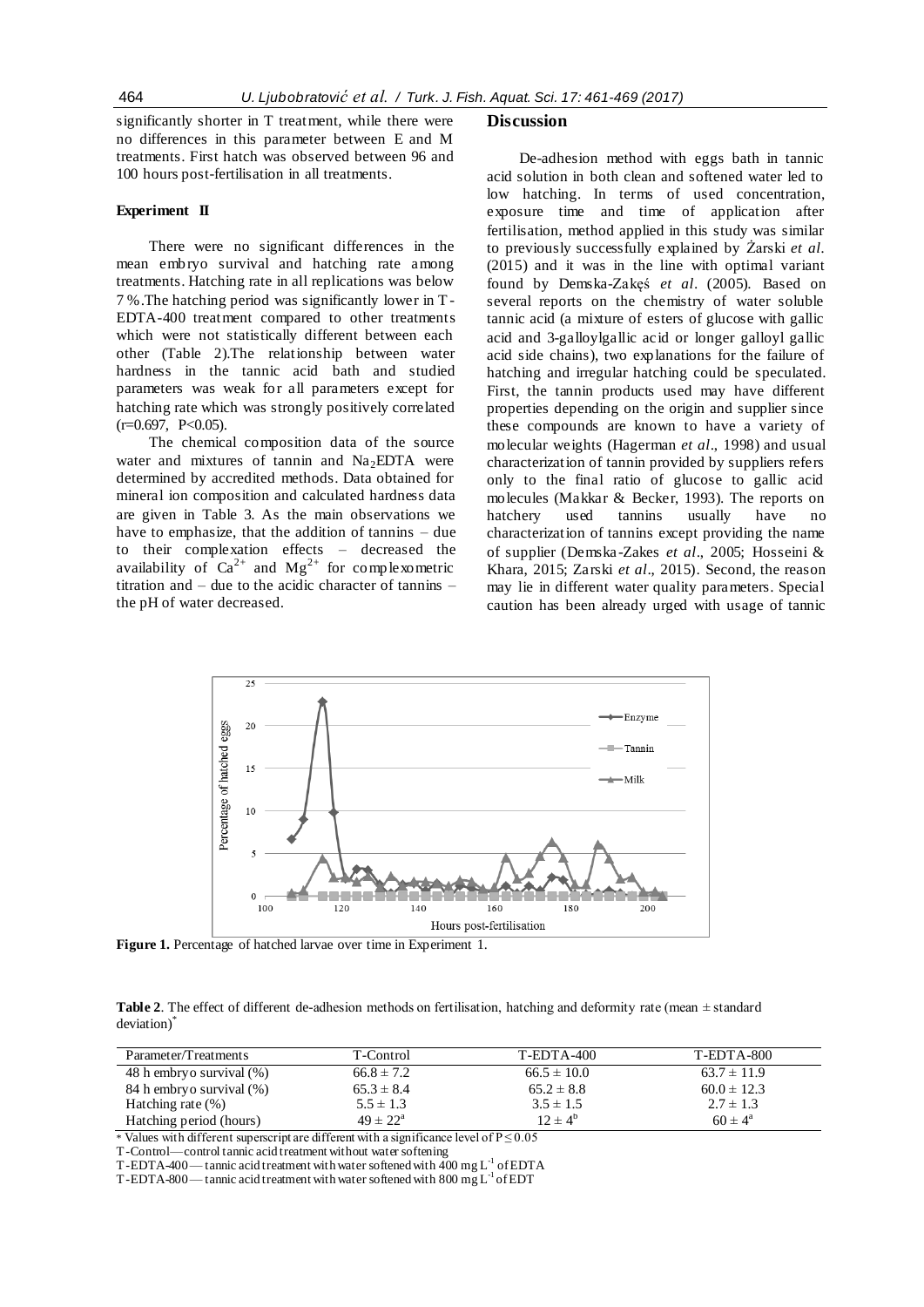significantly shorter in T treatment, while there were no differences in this parameter between E and M treatments. First hatch was observed between 96 and 100 hours post-fertilisation in all treatments.

#### Experiment II

There were no significant differences in the mean embryo survival and hatching rate among treatments. Hatching rate in all replications was below 7 %.The hatching period was significantly lower in T-EDTA-400 treatment compared to other treatments which were not statistically different between each other (Table 2).The relationship between water hardness in the tannic acid bath and studied parameters was weak for all parameters except for hatching rate which was strongly positively correlated ($r$=0.697, P<0.05).

The chemical composition data of the source water and mixtures of tannin and $Na_2EDTA$ were determined by accredited methods. Data obtained for mineral ion composition and calculated hardness data are given in Table 3. As the main observations we have to emphasize, that the addition of tannins – due to their complexation effects – decreased the availability of $Ca^{2+}$ and $Mg^{2+}$ for complexometric titration and – due to the acidic character of tannins – the pH of water decreased.

## Discussion

De-adhesion method with eggs bath in tannic acid solution in both clean and softened water led to low hatching. In terms of used concentration, exposure time and time of application after fertilisation, method applied in this study was similar to previously successfully explained by Żarski *et al*. (2015) and it was in the line with optimal variant found by Demska-Zakęś *et al*. (2005). Based on several reports on the chemistry of water soluble tannic acid (a mixture of esters of glucose with gallic acid and 3-galloylgallic acid or longer galloyl gallic acid side chains), two explanations for the failure of hatching and irregular hatching could be speculated. First, the tannin products used may have different properties depending on the origin and supplier since these compounds are known to have a variety of molecular weights (Hagerman *et al*., 1998) and usual characterization of tannin provided by suppliers refers only to the final ratio of glucose to gallic acid molecules (Makkar & Becker, 1993). The reports on hatchery used tannins usually have no characterization of tannins except providing the name of supplier (Demska-Zakes *et al*., 2005; Hosseini & Khara, 2015; Zarski *et al*., 2015). Second, the reason may lie in different water quality parameters. Special caution has been already urged with usage of tannic

**Figure 1.** Percentage of hatched larvae over time in Experiment 1.

**Table 2**. The effect of different de-adhesion methods on fertilisation, hatching and deformity rate (mean ± standard deviation)*

| Parameter/Treatments | T-Control | T-EDTA-400 | T-EDTA-800 |
|---|---|---|---|
| 48 h embryo survival (%) | 66.8 ± 7.2 | 66.5 ± 10.0 | 63.7 ± 11.9 |
| 84 h embryo survival (%) | 65.3 ± 8.4 | 65.2 ± 8.8 | 60.0 ± 12.3 |
| Hatching rate (%) | 5.5 ± 1.3 | 3.5 ± 1.5 | 2.7 ± 1.3 |
| Hatching period (hours) | $49 \pm 22^a$ | $12 \pm 4^b$ | $60 \pm 4^a$ |

\* Values with different superscript are different with a significance level of P ≤ 0.05

T-Control — control tannic acid treatment without water softening

T-EDTA-400 — tannic acid treatment with water softened with 400 mg $L^{-1}$ of EDTA

T-EDTA-800 — tannic acid treatment with water softened with 800 mg $L^{-1}$ of EDT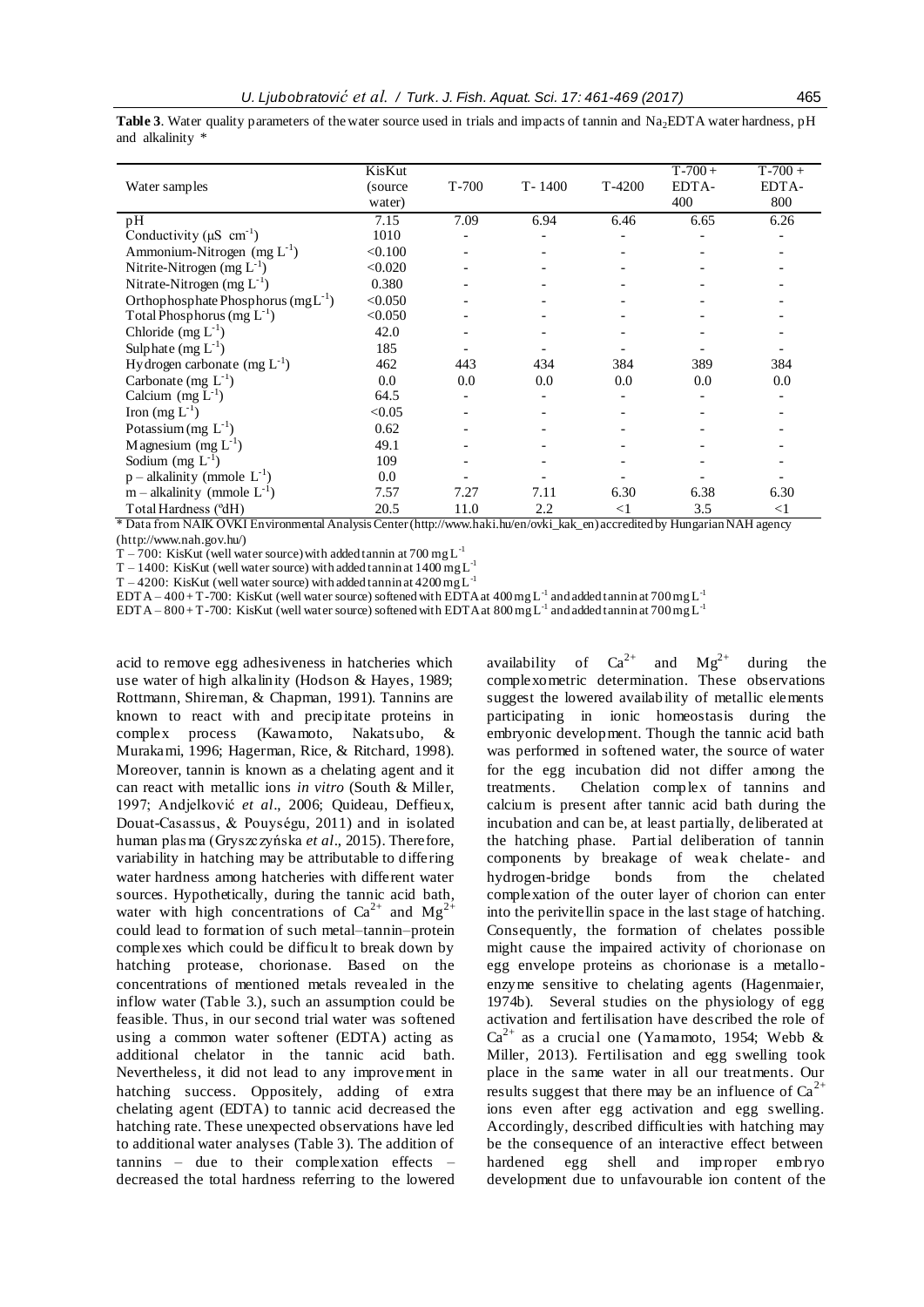**Table 3**. Water quality parameters of the water source used in trials and impacts of tannin and $Na_2EDTA$ water hardness, pH and alkalinity *

| Water samples | KisKut (source water) | T-700 | T- 1400 | T-4200 | T-700 + EDTA-400 | T-700 + EDTA-800 |
|---|---|---|---|---|---|---|
| pH | 7.15 | 7.09 | 6.94 | 6.46 | 6.65 | 6.26 |
| Conductivity (μS $cm^{-1}$) | 1010 | - | - | - | - | - |
| Ammonium-Nitrogen (mg $L^{-1}$) | <0.100 | - | - | - | - | - |
| Nitrite-Nitrogen (mg $L^{-1}$) | <0.020 | - | - | - | - | - |
| Nitrate-Nitrogen (mg $L^{-1}$) | 0.380 | - | - | - | - | - |
| Orthophosphate Phosphorus (mg $L^{-1}$) | <0.050 | - | - | - | - | - |
| Total Phosphorus (mg $L^{-1}$) | <0.050 | - | - | - | - | - |
| Chloride (mg $L^{-1}$) | 42.0 | - | - | - | - | - |
| Sulphate (mg $L^{-1}$) | 185 | - | - | - | - | - |
| Hydrogen carbonate (mg $L^{-1}$) | 462 | 443 | 434 | 384 | 389 | 384 |
| Carbonate (mg $L^{-1}$) | 0.0 | 0.0 | 0.0 | 0.0 | 0.0 | 0.0 |
| Calcium (mg $L^{-1}$) | 64.5 | - | - | - | - | - |
| Iron (mg $L^{-1}$) | <0.05 | - | - | - | - | - |
| Potassium (mg $L^{-1}$) | 0.62 | - | - | - | - | - |
| Magnesium (mg $L^{-1}$) | 49.1 | - | - | - | - | - |
| Sodium (mg $L^{-1}$) | 109 | - | - | - | - | - |
| p – alkalinity (mmole $L^{-1}$) | 0.0 | - | - | - | - | - |
| m – alkalinity (mmole $L^{-1}$) | 7.57 | 7.27 | 7.11 | 6.30 | 6.38 | 6.30 |
| Total Hardness (°dH) | 20.5 | 11.0 | 2.2 | <1 | 3.5 | <1 |

\* Data from NAIK ÖVKI Environmental Analysis Center (http://www.haki.hu/en/ovki_kak_en) accredited by Hungarian NAH agency (http://www.nah.gov.hu/)

T – 700: KisKut (well water source) with added tannin at 700 mg $L^{-1}$

T – 1400: KisKut (well water source) with added tannin at 1400 mg $L^{-1}$

T – 4200: KisKut (well water source) with added tannin at 4200 mg $L^{-1}$

EDTA – 400 + T-700: KisKut (well water source) softened with EDTA at 400 mg $L^{-1}$ and added tannin at 700 mg $L^{-1}$

EDTA – 800 + T-700: KisKut (well water source) softened with EDTA at 800 mg $L^{-1}$ and added tannin at 700 mg $L^{-1}$

acid to remove egg adhesiveness in hatcheries which use water of high alkalinity (Hodson & Hayes, 1989; Rottmann, Shireman, & Chapman, 1991). Tannins are known to react with and precipitate proteins in complex process (Kawamoto, Nakatsubo, & Murakami, 1996; Hagerman, Rice, & Ritchard, 1998). Moreover, tannin is known as a chelating agent and it can react with metallic ions *in vitro* (South & Miller, 1997; Andjelković *et al*., 2006; Quideau, Deffieux, Douat-Casassus, & Pouységu, 2011) and in isolated human plasma (Gryszczyńska *et al*., 2015). Therefore, variability in hatching may be attributable to differing water hardness among hatcheries with different water sources. Hypothetically, during the tannic acid bath, water with high concentrations of $Ca^{2+}$ and $Mg^{2+}$ could lead to formation of such metal–tannin–protein complexes which could be difficult to break down by hatching protease, chorionase. Based on the concentrations of mentioned metals revealed in the inflow water (Table 3.), such an assumption could be feasible. Thus, in our second trial water was softened using a common water softener (EDTA) acting as additional chelator in the tannic acid bath. Nevertheless, it did not lead to any improvement in hatching success. Oppositely, adding of extra chelating agent (EDTA) to tannic acid decreased the hatching rate. These unexpected observations have led to additional water analyses (Table 3). The addition of tannins – due to their complexation effects – decreased the total hardness referring to the lowered availability of $Ca^{2+}$ and $Mg^{2+}$ during the complexometric determination. These observations suggest the lowered availability of metallic elements participating in ionic homeostasis during the embryonic development. Though the tannic acid bath was performed in softened water, the source of water for the egg incubation did not differ among the treatments. Chelation complex of tannins and calcium is present after tannic acid bath during the incubation and can be, at least partially, deliberated at the hatching phase. Partial deliberation of tannin components by breakage of weak chelate- and hydrogen-bridge bonds from the chelated complexation of the outer layer of chorion can enter into the perivitellin space in the last stage of hatching. Consequently, the formation of chelates possible might cause the impaired activity of chorionase on egg envelope proteins as chorionase is a metallo-enzyme sensitive to chelating agents (Hagenmaier, 1974b). Several studies on the physiology of egg activation and fertilisation have described the role of $Ca^{2+}$ as a crucial one (Yamamoto, 1954; Webb & Miller, 2013). Fertilisation and egg swelling took place in the same water in all our treatments. Our results suggest that there may be an influence of $Ca^{2+}$ ions even after egg activation and egg swelling. Accordingly, described difficulties with hatching may be the consequence of an interactive effect between hardened egg shell and improper embryo development due to unfavourable ion content of the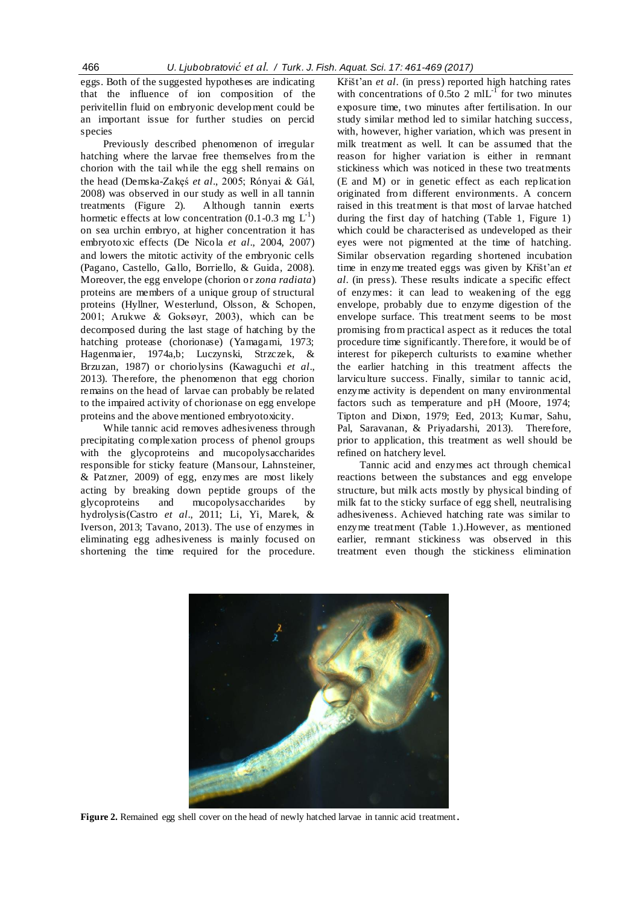eggs. Both of the suggested hypotheses are indicating that the influence of ion composition of the perivitellin fluid on embryonic development could be an important issue for further studies on percid species

Previously described phenomenon of irregular hatching where the larvae free themselves from the chorion with the tail while the egg shell remains on the head (Demska-Zakęś *et al*., 2005; Rónyai & Gál, 2008) was observed in our study as well in all tannin treatments (Figure 2). Although tannin exerts hormetic effects at low concentration (0.1-0.3 mg $L^{-1}$) on sea urchin embryo, at higher concentration it has embryotoxic effects (De Nicola *et al*., 2004, 2007) and lowers the mitotic activity of the embryonic cells (Pagano, Castello, Gallo, Borriello, & Guida, 2008). Moreover, the egg envelope (chorion or *zona radiata*) proteins are members of a unique group of structural proteins (Hyllner, Westerlund, Olsson, & Schopen, 2001; Arukwe & Goksøyr, 2003), which can be decomposed during the last stage of hatching by the hatching protease (chorionase) (Yamagami, 1973; Hagenmaier, 1974a,b; Luczynski, Strzczek, & Brzuzan, 1987) or choriolysins (Kawaguchi *et al*., 2013). Therefore, the phenomenon that egg chorion remains on the head of larvae can probably be related to the impaired activity of chorionase on egg envelope proteins and the above mentioned embryotoxicity.

While tannic acid removes adhesiveness through precipitating complexation process of phenol groups with the glycoproteins and mucopolysaccharides responsible for sticky feature (Mansour, Lahnsteiner, & Patzner, 2009) of egg, enzymes are most likely acting by breaking down peptide groups of the glycoproteins and mucopolysaccharides by hydrolysis(Castro *et al*., 2011; Li, Yi, Marek, & Iverson, 2013; Tavano, 2013). The use of enzymes in eliminating egg adhesiveness is mainly focused on shortening the time required for the procedure. Křišt'an *et al*. (in press) reported high hatching rates with concentrations of 0.5to 2 $mlL^{-1}$ for two minutes exposure time, two minutes after fertilisation. In our study similar method led to similar hatching success, with, however, higher variation, which was present in milk treatment as well. It can be assumed that the reason for higher variation is either in remnant stickiness which was noticed in these two treatments (E and M) or in genetic effect as each replication originated from different environments. A concern raised in this treatment is that most of larvae hatched during the first day of hatching (Table 1, Figure 1) which could be characterised as undeveloped as their eyes were not pigmented at the time of hatching. Similar observation regarding shortened incubation time in enzyme treated eggs was given by Křišt'an *et al*. (in press). These results indicate a specific effect of enzymes: it can lead to weakening of the egg envelope, probably due to enzyme digestion of the envelope surface. This treatment seems to be most promising from practical aspect as it reduces the total procedure time significantly. Therefore, it would be of interest for pikeperch culturists to examine whether the earlier hatching in this treatment affects the larviculture success. Finally, similar to tannic acid, enzyme activity is dependent on many environmental factors such as temperature and pH (Moore, 1974; Tipton and Dixon, 1979; Eed, 2013; Kumar, Sahu, Pal, Saravanan, & Priyadarshi, 2013). Therefore, prior to application, this treatment as well should be refined on hatchery level.

Tannic acid and enzymes act through chemical reactions between the substances and egg envelope structure, but milk acts mostly by physical binding of milk fat to the sticky surface of egg shell, neutralising adhesiveness. Achieved hatching rate was similar to enzyme treatment (Table 1.).However, as mentioned earlier, remnant stickiness was observed in this treatment even though the stickiness elimination

**Figure 2.** Remained egg shell cover on the head of newly hatched larvae in tannic acid treatment.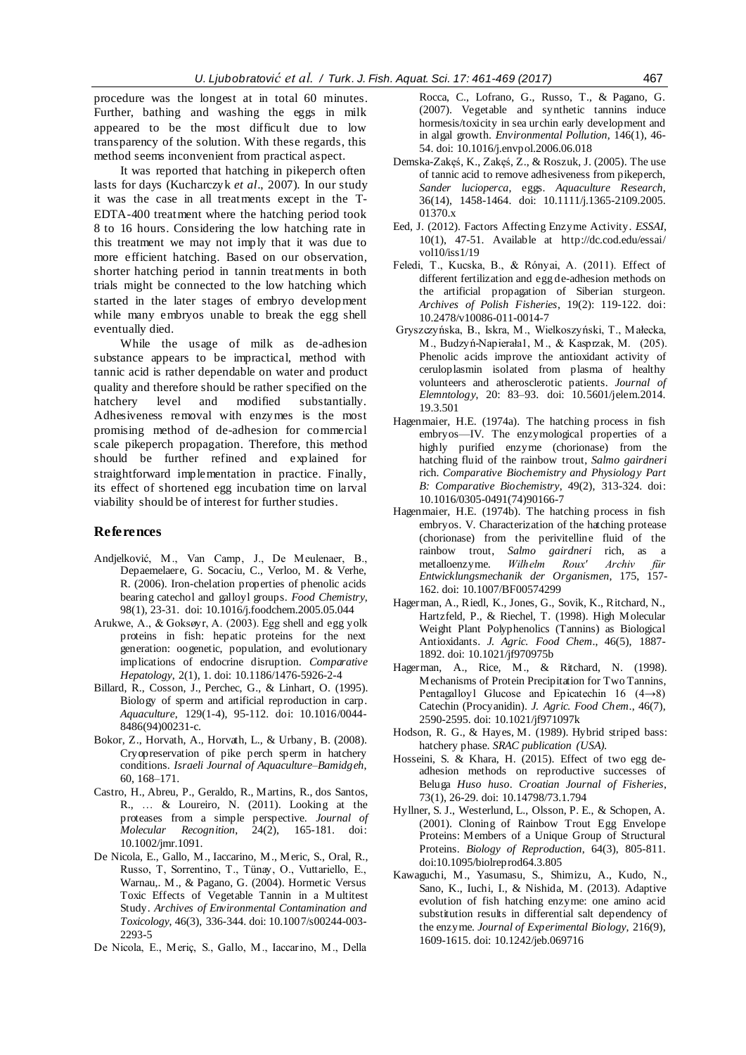procedure was the longest at in total 60 minutes. Further, bathing and washing the eggs in milk appeared to be the most difficult due to low transparency of the solution. With these regards, this method seems inconvenient from practical aspect.

It was reported that hatching in pikeperch often lasts for days (Kucharczyk *et al*., 2007). In our study it was the case in all treatments except in the T-EDTA-400 treatment where the hatching period took 8 to 16 hours. Considering the low hatching rate in this treatment we may not imply that it was due to more efficient hatching. Based on our observation, shorter hatching period in tannin treatments in both trials might be connected to the low hatching which started in the later stages of embryo development while many embryos unable to break the egg shell eventually died.

While the usage of milk as de-adhesion substance appears to be impractical, method with tannic acid is rather dependable on water and product quality and therefore should be rather specified on the hatchery level and modified substantially. Adhesiveness removal with enzymes is the most promising method of de-adhesion for commercial scale pikeperch propagation. Therefore, this method should be further refined and explained for straightforward implementation in practice. Finally, its effect of shortened egg incubation time on larval viability should be of interest for further studies.

## References

Andjelković, M., Van Camp, J., De Meulenaer, B., Depaemelaere, G. Socaciu, C., Verloo, M. & Verhe, R. (2006). Iron-chelation properties of phenolic acids bearing catechol and galloyl groups. *Food Chemistry*, 98(1), 23-31. doi: 10.1016/j.foodchem.2005.05.044

Arukwe, A., & Goksøyr, A. (2003). Egg shell and egg yolk proteins in fish: hepatic proteins for the next generation: oogenetic, population, and evolutionary implications of endocrine disruption. *Comparative Hepatology*, 2(1), 1. doi: 10.1186/1476-5926-2-4

Billard, R., Cosson, J., Perchec, G., & Linhart, O. (1995). Biology of sperm and artificial reproduction in carp. *Aquaculture*, 129(1-4), 95-112. doi: 10.1016/0044-8486(94)00231-c.

Bokor, Z., Horvath, A., Horvath, L., & Urbany, B. (2008). Cryopreservation of pike perch sperm in hatchery conditions. *Israeli Journal of Aquaculture–Bamidgeh*, 60, 168–171.

Castro, H., Abreu, P., Geraldo, R., Martins, R., dos Santos, R., … & Loureiro, N. (2011). Looking at the proteases from a simple perspective. *Journal of Molecular Recognition*, 24(2), 165-181. doi: 10.1002/jmr.1091.

De Nicola, E., Gallo, M., Iaccarino, M., Meric, S., Oral, R., Russo, T, Sorrentino, T., Tünay, O., Vuttariello, E., Warnau,. M., & Pagano, G. (2004). Hormetic Versus Toxic Effects of Vegetable Tannin in a Multitest Study. *Archives of Environmental Contamination and Toxicology*, 46(3), 336-344. doi: 10.1007/s00244-003-2293-5

De Nicola, E., Meriç, S., Gallo, M., Iaccarino, M., Della Rocca, C., Lofrano, G., Russo, T., & Pagano, G. (2007). Vegetable and synthetic tannins induce hormesis/toxicity in sea urchin early development and in algal growth. *Environmental Pollution*, 146(1), 46-54. doi: 10.1016/j.envpol.2006.06.018

Demska-Zakęś, K., Zakęś, Z., & Roszuk, J. (2005). The use of tannic acid to remove adhesiveness from pikeperch, *Sander lucioperca*, eggs. *Aquaculture Research*, 36(14), 1458-1464. doi: 10.1111/j.1365-2109.2005.01370.x

Eed, J. (2012). Factors Affecting Enzyme Activity. *ESSAI*, 10(1), 47-51. Available at http://dc.cod.edu/essai/vol10/iss1/19

Feledi, T., Kucska, B., & Rónyai, A. (2011). Effect of different fertilization and egg de-adhesion methods on the artificial propagation of Siberian sturgeon. *Archives of Polish Fisheries*, 19(2): 119-122. doi: 10.2478/v10086-011-0014-7

Gryszczyńska, B., Iskra, M., Wielkoszyński, T., Małecka, M., Budzyń-Napierała1, M., & Kasprzak, M. (205). Phenolic acids improve the antioxidant activity of ceruloplasmin isolated from plasma of healthy volunteers and atherosclerotic patients. *Journal of Elemntology*, 20: 83–93. doi: 10.5601/jelem.2014.19.3.501

Hagenmaier, H.E. (1974a). The hatching process in fish embryos—IV. The enzymological properties of a highly purified enzyme (chorionase) from the hatching fluid of the rainbow trout, *Salmo gairdneri* rich. *Comparative Biochemistry and Physiology Part B: Comparative Biochemistry*, 49(2), 313-324. doi: 10.1016/0305-0491(74)90166-7

Hagenmaier, H.E. (1974b). The hatching process in fish embryos. V. Characterization of the hatching protease (chorionase) from the perivitelline fluid of the rainbow trout, *Salmo gairdneri* rich, as a metalloenzyme. *Wilhelm Roux' Archiv für Entwicklungsmechanik der Organismen*, 175, 157-162. doi: 10.1007/BF00574299

Hagerman, A., Riedl, K., Jones, G., Sovik, K., Ritchard, N., Hartzfeld, P., & Riechel, T. (1998). High Molecular Weight Plant Polyphenolics (Tannins) as Biological Antioxidants. *J. Agric. Food Chem*., 46(5), 1887-1892. doi: 10.1021/jf970975b

Hagerman, A., Rice, M., & Ritchard, N. (1998). Mechanisms of Protein Precipitation for Two Tannins, Pentagalloyl Glucose and Epicatechin 16 (4→8) Catechin (Procyanidin). *J. Agric. Food Chem*., 46(7), 2590-2595. doi: 10.1021/jf971097k

Hodson, R. G., & Hayes, M. (1989). Hybrid striped bass: hatchery phase. *SRAC publication (USA)*.

Hosseini, S. & Khara, H. (2015). Effect of two egg de-adhesion methods on reproductive successes of Beluga *Huso huso*. *Croatian Journal of Fisheries*, 73(1), 26-29. doi: 10.14798/73.1.794

Hyllner, S. J., Westerlund, L., Olsson, P. E., & Schopen, A. (2001). Cloning of Rainbow Trout Egg Envelope Proteins: Members of a Unique Group of Structural Proteins. *Biology of Reproduction*, 64(3), 805-811. doi:10.1095/biolreprod64.3.805

Kawaguchi, M., Yasumasu, S., Shimizu, A., Kudo, N., Sano, K., Iuchi, I., & Nishida, M. (2013). Adaptive evolution of fish hatching enzyme: one amino acid substitution results in differential salt dependency of the enzyme. *Journal of Experimental Biology*, 216(9), 1609-1615. doi: 10.1242/jeb.069716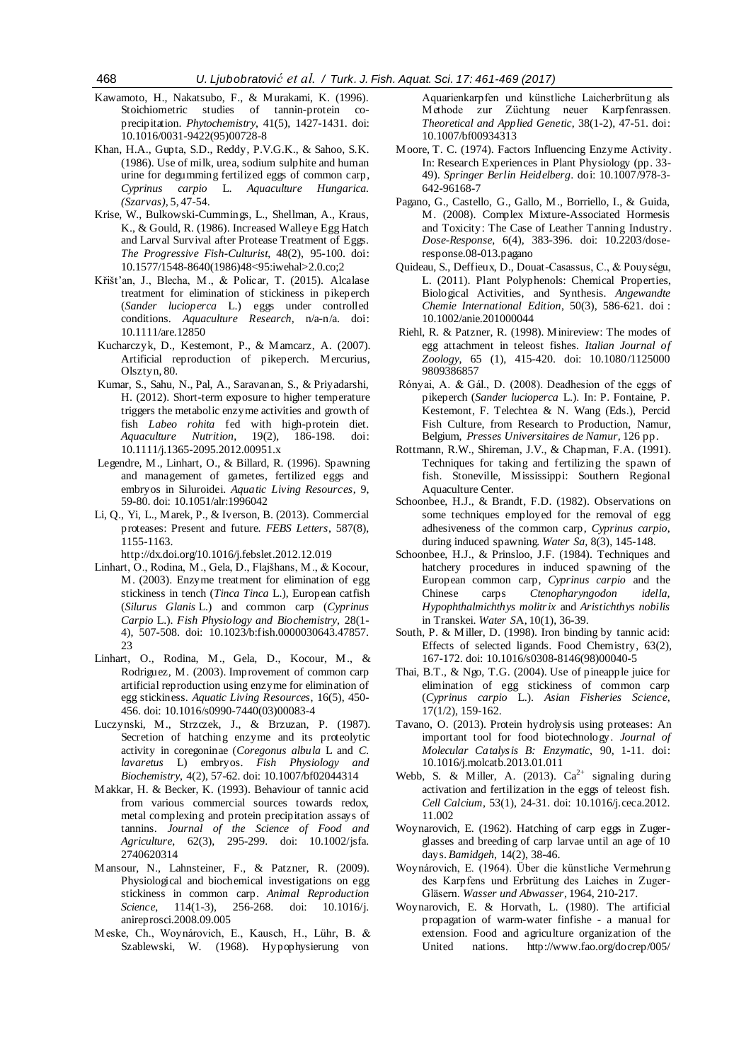Kawamoto, H., Nakatsubo, F., & Murakami, K. (1996). Stoichiometric studies of tannin-protein co-precipitation. *Phytochemistry*, 41(5), 1427-1431. doi: 10.1016/0031-9422(95)00728-8

Khan, H.A., Gupta, S.D., Reddy, P.V.G.K., & Sahoo, S.K. (1986). Use of milk, urea, sodium sulphite and human urine for degumming fertilized eggs of common carp, *Cyprinus carpio* L. *Aquaculture Hungarica. (Szarvas)*, 5, 47-54.

Krise, W., Bulkowski-Cummings, L., Shellman, A., Kraus, K., & Gould, R. (1986). Increased Walleye Egg Hatch and Larval Survival after Protease Treatment of Eggs. *The Progressive Fish-Culturist*, 48(2), 95-100. doi: 10.1577/1548-8640(1986)48<95:iwehal>2.0.co;2

Křišťan, J., Blecha, M., & Policar, T. (2015). Alcalase treatment for elimination of stickiness in pikeperch (*Sander lucioperca* L.) eggs under controlled conditions. *Aquaculture Research*, n/a-n/a. doi: 10.1111/are.12850

Kucharczyk, D., Kestemont, P., & Mamcarz, A. (2007). Artificial reproduction of pikeperch. Mercurius, Olsztyn, 80.

Kumar, S., Sahu, N., Pal, A., Saravanan, S., & Priyadarshi, H. (2012). Short-term exposure to higher temperature triggers the metabolic enzyme activities and growth of fish *Labeo rohita* fed with high-protein diet. *Aquaculture Nutrition*, 19(2), 186-198. doi: 10.1111/j.1365-2095.2012.00951.x

Legendre, M., Linhart, O., & Billard, R. (1996). Spawning and management of gametes, fertilized eggs and embryos in Siluroidei. *Aquatic Living Resources*, 9, 59-80. doi: 10.1051/alr:1996042

Li, Q., Yi, L., Marek, P., & Iverson, B. (2013). Commercial proteases: Present and future. *FEBS Letters*, 587(8), 1155-1163. http://dx.doi.org/10.1016/j.febslet.2012.12.019

Linhart, O., Rodina, M., Gela, D., Flajšhans, M., & Kocour, M. (2003). Enzyme treatment for elimination of egg stickiness in tench (*Tinca Tinca* L.), European catfish (*Silurus Glanis* L.) and common carp (*Cyprinus Carpio* L.). *Fish Physiology and Biochemistry*, 28(1-4), 507-508. doi: 10.1023/b:fish.0000030643.47857.23

Linhart, O., Rodina, M., Gela, D., Kocour, M., & Rodriguez, M. (2003). Improvement of common carp artificial reproduction using enzyme for elimination of egg stickiness. *Aquatic Living Resources*, 16(5), 450-456. doi: 10.1016/s0990-7440(03)00083-4

Luczynski, M., Strzczek, J., & Brzuzan, P. (1987). Secretion of hatching enzyme and its proteolytic activity in coregoninae (*Coregonus albula* L and *C. lavaretus* L) embryos. *Fish Physiology and Biochemistry*, 4(2), 57-62. doi: 10.1007/bf02044314

Makkar, H. & Becker, K. (1993). Behaviour of tannic acid from various commercial sources towards redox, metal complexing and protein precipitation assays of tannins. *Journal of the Science of Food and Agriculture*, 62(3), 295-299. doi: 10.1002/jsfa.2740620314

Mansour, N., Lahnsteiner, F., & Patzner, R. (2009). Physiological and biochemical investigations on egg stickiness in common carp. *Animal Reproduction Science*, 114(1-3), 256-268. doi: 10.1016/j.anireprosci.2008.09.005

Meske, Ch., Woynárovich, E., Kausch, H., Lühr, B. & Szablewski, W. (1968). Hypophysierung von Aquarienkarpfen und künstliche Laicherbrütung als Methode zur Züchtung neuer Karpfenrassen. *Theoretical and Applied Genetic*, 38(1-2), 47-51. doi: 10.1007/bf00934313

Moore, T. C. (1974). Factors Influencing Enzyme Activity. In: Research Experiences in Plant Physiology (pp. 33-49). *Springer Berlin Heidelberg*. doi: 10.1007/978-3-642-96168-7

Pagano, G., Castello, G., Gallo, M., Borriello, I., & Guida, M. (2008). Complex Mixture-Associated Hormesis and Toxicity: The Case of Leather Tanning Industry. *Dose-Response*, 6(4), 383-396. doi: 10.2203/dose-response.08-013.pagano

Quideau, S., Deffieux, D., Douat-Casassus, C., & Pouységu, L. (2011). Plant Polyphenols: Chemical Properties, Biological Activities, and Synthesis. *Angewandte Chemie International Edition*, 50(3), 586-621. doi : 10.1002/anie.201000044

Riehl, R. & Patzner, R. (1998). Minireview: The modes of egg attachment in teleost fishes. *Italian Journal of Zoology*, 65 (1), 415-420. doi: 10.1080/11250009809386857

Rónyai, A. & Gál., D. (2008). Deadhesion of the eggs of pikeperch (*Sander lucioperca* L.). In: P. Fontaine, P. Kestemont, F. Telechtea & N. Wang (Eds.), Percid Fish Culture, from Research to Production, Namur, Belgium, *Presses Universitaires de Namur*, 126 pp.

Rottmann, R.W., Shireman, J.V., & Chapman, F.A. (1991). Techniques for taking and fertilizing the spawn of fish. Stoneville, Mississippi: Southern Regional Aquaculture Center.

Schoonbee, H.J., & Brandt, F.D. (1982). Observations on some techniques employed for the removal of egg adhesiveness of the common carp, *Cyprinus carpio*, during induced spawning. *Water Sa*, 8(3), 145-148.

Schoonbee, H.J., & Prinsloo, J.F. (1984). Techniques and hatchery procedures in induced spawning of the European common carp, *Cyprinus carpio* and the Chinese carps *Ctenopharyngodon idella, Hypophthalmichthys molitrix* and *Aristichthys nobilis* in Transkei. *Water SA*, 10(1), 36-39.

South, P. & Miller, D. (1998). Iron binding by tannic acid: Effects of selected ligands. Food Chemistry, 63(2), 167-172. doi: 10.1016/s0308-8146(98)00040-5

Thai, B.T., & Ngo, T.G. (2004). Use of pineapple juice for elimination of egg stickiness of common carp (*Cyprinus carpio* L.). *Asian Fisheries Science*, 17(1/2), 159-162.

Tavano, O. (2013). Protein hydrolysis using proteases: An important tool for food biotechnology. *Journal of Molecular Catalysis B: Enzymatic*, 90, 1-11. doi: 10.1016/j.molcatb.2013.01.011

Webb, S. & Miller, A. (2013). $Ca^{2+}$ signaling during activation and fertilization in the eggs of teleost fish. *Cell Calcium*, 53(1), 24-31. doi: 10.1016/j.ceca.2012.11.002

Woynarovich, E. (1962). Hatching of carp eggs in Zuger-glasses and breeding of carp larvae until an age of 10 days. *Bamidgeh*, 14(2), 38-46.

Woynárovich, E. (1964). Über die künstliche Vermehrung des Karpfens und Erbrütung des Laiches in Zuger-Gläsern. *Wasser und Abwasser*, 1964, 210-217.

Woynarovich, E. & Horvath, L. (1980). The artificial propagation of warm-water finfishe - a manual for extension. Food and agriculture organization of the United nations. http://www.fao.org/docrep/005/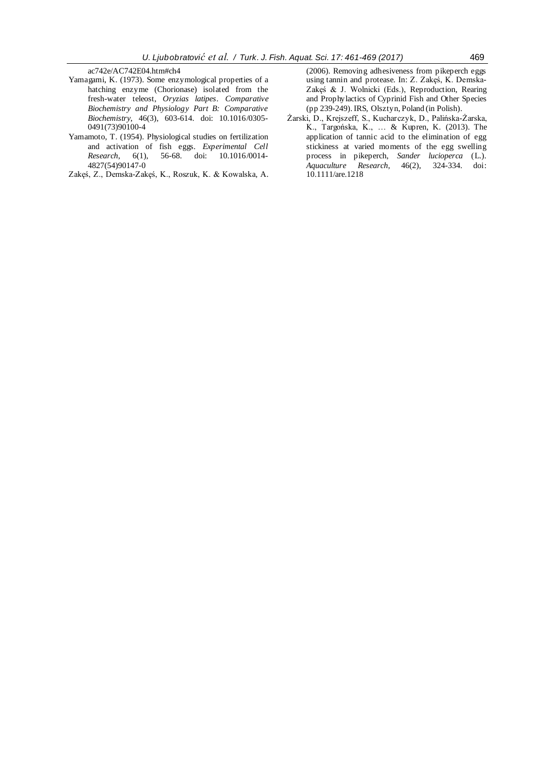ac742e/AC742E04.htm#ch4

Yamagami, K. (1973). Some enzymological properties of a hatching enzyme (Chorionase) isolated from the fresh-water teleost, *Oryzias latipes*. *Comparative Biochemistry and Physiology Part B: Comparative Biochemistry*, 46(3), 603-614. doi: 10.1016/0305-0491(73)90100-4

Yamamoto, T. (1954). Physiological studies on fertilization and activation of fish eggs. *Experimental Cell Research*, 6(1), 56-68. doi: 10.1016/0014-4827(54)90147-0

Zakęś, Z., Demska-Zakęś, K., Roszuk, K. & Kowalska, A. (2006). Removing adhesiveness from pikeperch eggs using tannin and protease. In: Z. Zakęś, K. Demska-Zakęś & J. Wolnicki (Eds.), Reproduction, Rearing and Prophylactics of Cyprinid Fish and Other Species (pp 239-249). IRS, Olsztyn, Poland (in Polish).

Żarski, D., Krejszeff, S., Kucharczyk, D., Palińska-Żarska, K., Targońska, K., … & Kupren, K. (2013). The application of tannic acid to the elimination of egg stickiness at varied moments of the egg swelling process in pikeperch, *Sander lucioperca* (L.). *Aquaculture Research*, 46(2), 324-334. doi: 10.1111/are.1218